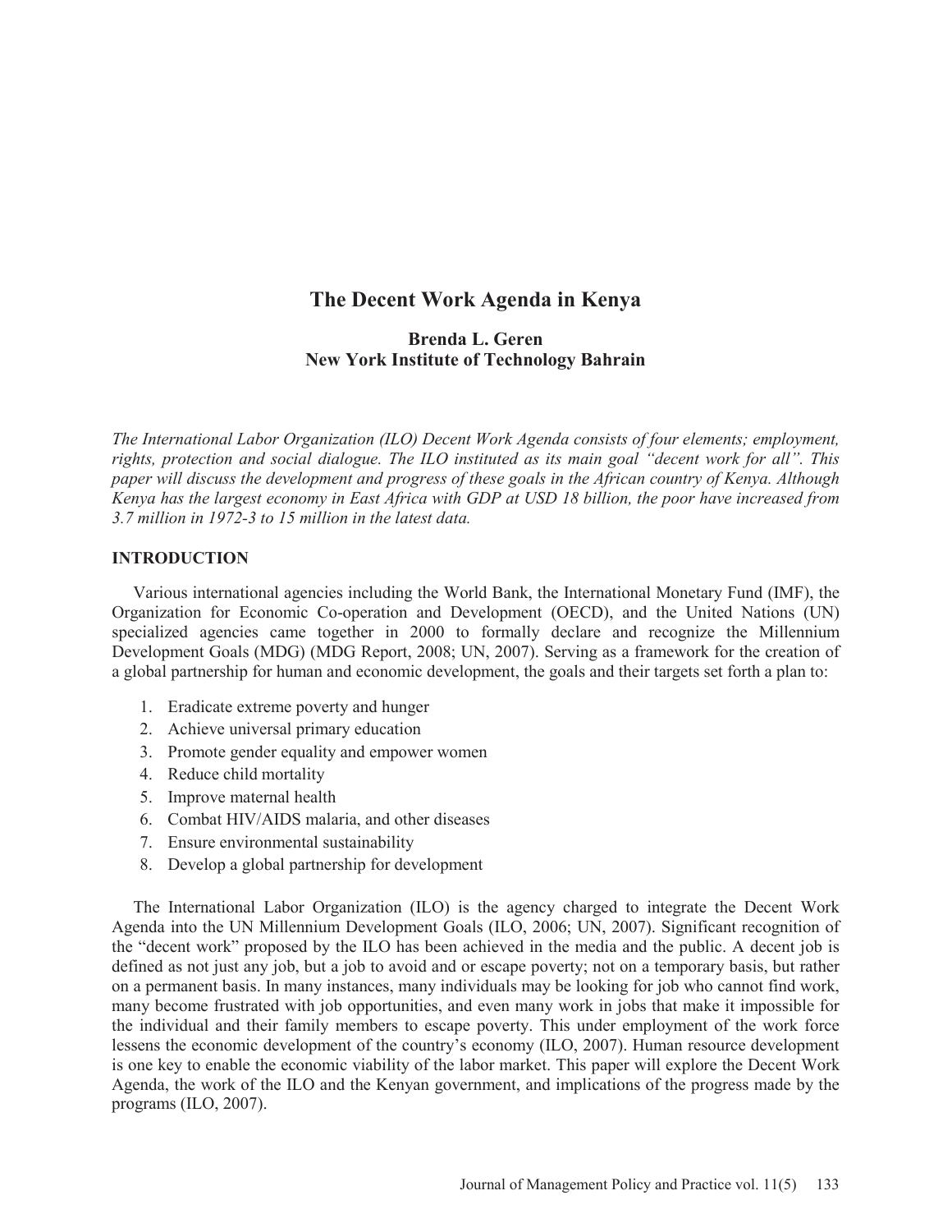# The Decent Work Agenda in Kenya

**Brenda L. Geren**
**New York Institute of Technology Bahrain**

*The International Labor Organization (ILO) Decent Work Agenda consists of four elements; employment, rights, protection and social dialogue. The ILO instituted as its main goal "decent work for all". This paper will discuss the development and progress of these goals in the African country of Kenya. Although Kenya has the largest economy in East Africa with GDP at USD 18 billion, the poor have increased from 3.7 million in 1972-3 to 15 million in the latest data.*

## INTRODUCTION

Various international agencies including the World Bank, the International Monetary Fund (IMF), the Organization for Economic Co-operation and Development (OECD), and the United Nations (UN) specialized agencies came together in 2000 to formally declare and recognize the Millennium Development Goals (MDG) (MDG Report, 2008; UN, 2007). Serving as a framework for the creation of a global partnership for human and economic development, the goals and their targets set forth a plan to:

1. Eradicate extreme poverty and hunger
2. Achieve universal primary education
3. Promote gender equality and empower women
4. Reduce child mortality
5. Improve maternal health
6. Combat HIV/AIDS malaria, and other diseases
7. Ensure environmental sustainability
8. Develop a global partnership for development

The International Labor Organization (ILO) is the agency charged to integrate the Decent Work Agenda into the UN Millennium Development Goals (ILO, 2006; UN, 2007). Significant recognition of the "decent work" proposed by the ILO has been achieved in the media and the public. A decent job is defined as not just any job, but a job to avoid and or escape poverty; not on a temporary basis, but rather on a permanent basis. In many instances, many individuals may be looking for job who cannot find work, many become frustrated with job opportunities, and even many work in jobs that make it impossible for the individual and their family members to escape poverty. This under employment of the work force lessens the economic development of the country's economy (ILO, 2007). Human resource development is one key to enable the economic viability of the labor market. This paper will explore the Decent Work Agenda, the work of the ILO and the Kenyan government, and implications of the progress made by the programs (ILO, 2007).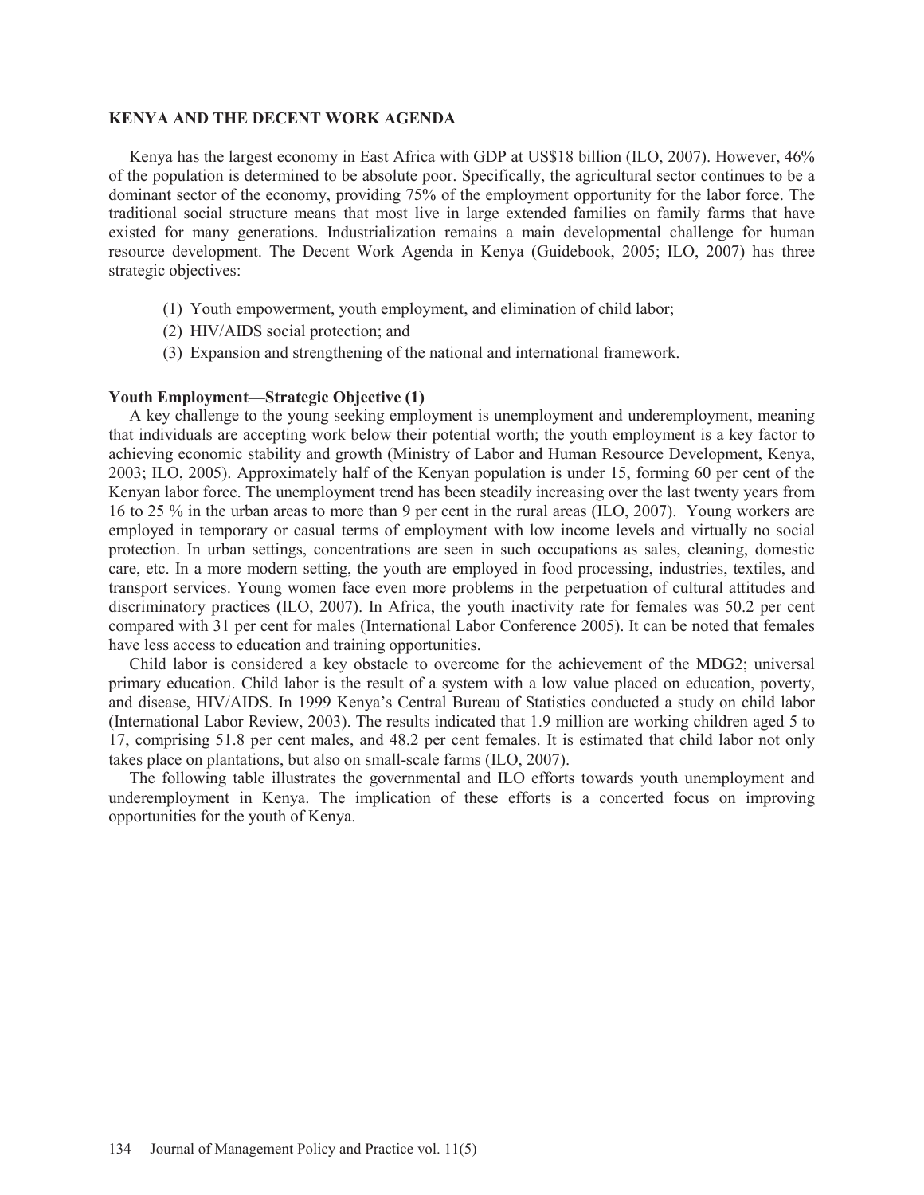## KENYA AND THE DECENT WORK AGENDA

Kenya has the largest economy in East Africa with GDP at US$18 billion (ILO, 2007). However, 46% of the population is determined to be absolute poor. Specifically, the agricultural sector continues to be a dominant sector of the economy, providing 75% of the employment opportunity for the labor force. The traditional social structure means that most live in large extended families on family farms that have existed for many generations. Industrialization remains a main developmental challenge for human resource development. The Decent Work Agenda in Kenya (Guidebook, 2005; ILO, 2007) has three strategic objectives:

(1) Youth empowerment, youth employment, and elimination of child labor;
(2) HIV/AIDS social protection; and
(3) Expansion and strengthening of the national and international framework.

### Youth Employment—Strategic Objective (1)

A key challenge to the young seeking employment is unemployment and underemployment, meaning that individuals are accepting work below their potential worth; the youth employment is a key factor to achieving economic stability and growth (Ministry of Labor and Human Resource Development, Kenya, 2003; ILO, 2005). Approximately half of the Kenyan population is under 15, forming 60 per cent of the Kenyan labor force. The unemployment trend has been steadily increasing over the last twenty years from 16 to 25 % in the urban areas to more than 9 per cent in the rural areas (ILO, 2007). Young workers are employed in temporary or casual terms of employment with low income levels and virtually no social protection. In urban settings, concentrations are seen in such occupations as sales, cleaning, domestic care, etc. In a more modern setting, the youth are employed in food processing, industries, textiles, and transport services. Young women face even more problems in the perpetuation of cultural attitudes and discriminatory practices (ILO, 2007). In Africa, the youth inactivity rate for females was 50.2 per cent compared with 31 per cent for males (International Labor Conference 2005). It can be noted that females have less access to education and training opportunities.

Child labor is considered a key obstacle to overcome for the achievement of the MDG2; universal primary education. Child labor is the result of a system with a low value placed on education, poverty, and disease, HIV/AIDS. In 1999 Kenya's Central Bureau of Statistics conducted a study on child labor (International Labor Review, 2003). The results indicated that 1.9 million are working children aged 5 to 17, comprising 51.8 per cent males, and 48.2 per cent females. It is estimated that child labor not only takes place on plantations, but also on small-scale farms (ILO, 2007).

The following table illustrates the governmental and ILO efforts towards youth unemployment and underemployment in Kenya. The implication of these efforts is a concerted focus on improving opportunities for the youth of Kenya.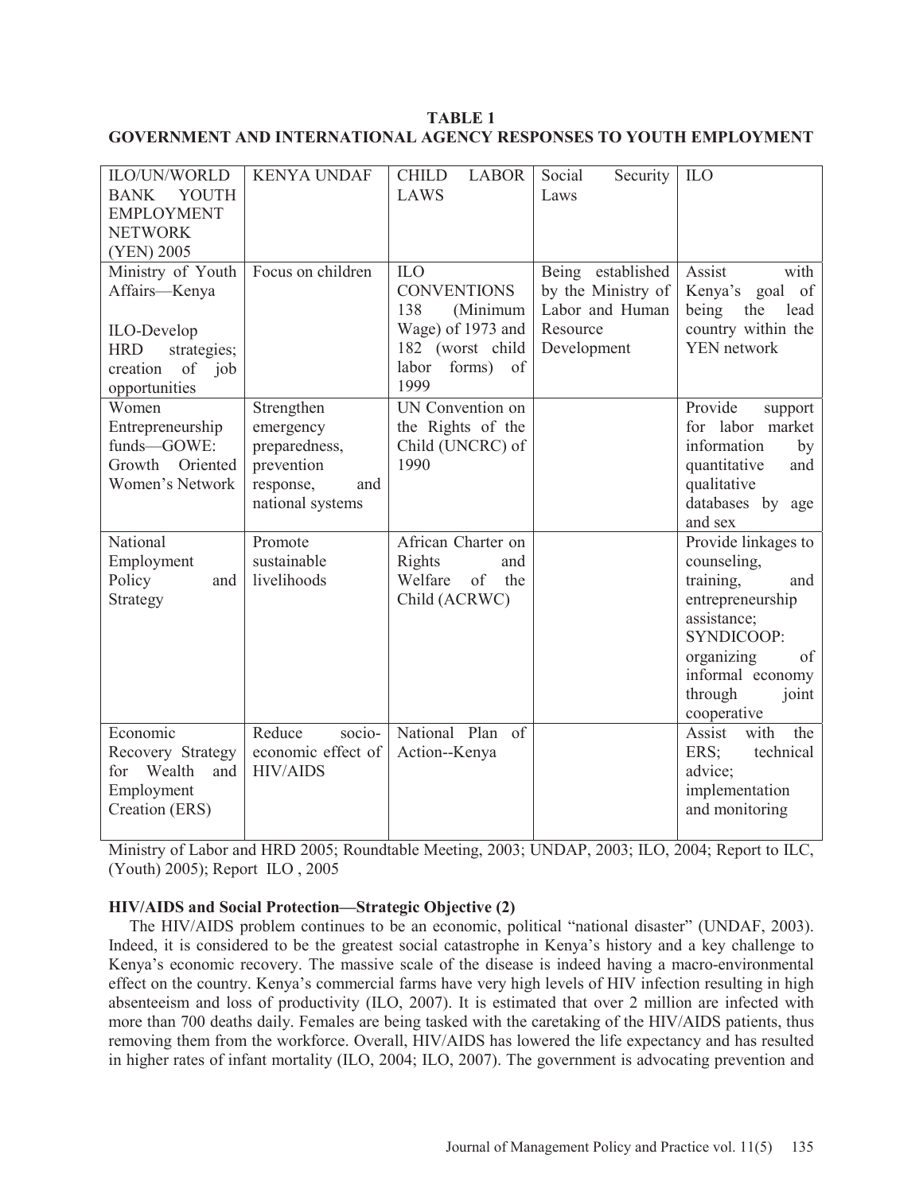**TABLE 1**
**GOVERNMENT AND INTERNATIONAL AGENCY RESPONSES TO YOUTH EMPLOYMENT**

| ILO/UN/WORLD BANK YOUTH EMPLOYMENT NETWORK (YEN) 2005 | KENYA UNDAF | CHILD LABOR LAWS | Social Security Laws | ILO |
|---|---|---|---|---|
| Ministry of Youth Affairs—Kenya<br><br>ILO-Develop HRD strategies; creation of job opportunities | Focus on children | ILO CONVENTIONS 138 (Minimum Wage) of 1973 and 182 (worst child labor forms) of 1999 | Being established by the Ministry of Labor and Human Resource Development | Assist with Kenya's goal of being the lead country within the YEN network |
| Women Entrepreneurship funds—GOWE: Growth Oriented Women's Network | Strengthen emergency preparedness, prevention response, and national systems | UN Convention on the Rights of the Child (UNCRC) of 1990 | | Provide support for labor market information by quantitative and qualitative databases by age and sex |
| National Employment Policy and Strategy | Promote sustainable livelihoods | African Charter on Rights and Welfare of the Child (ACRWC) | | Provide linkages to counseling, training, and entrepreneurship assistance; SYNDICOOP: organizing of informal economy through joint cooperative |
| Economic Recovery Strategy for Wealth and Employment Creation (ERS) | Reduce socio-economic effect of HIV/AIDS | National Plan of Action--Kenya | | Assist with the ERS; technical advice; implementation and monitoring |

Ministry of Labor and HRD 2005; Roundtable Meeting, 2003; UNDAP, 2003; ILO, 2004; Report to ILC, (Youth) 2005); Report ILO , 2005

### HIV/AIDS and Social Protection—Strategic Objective (2)

The HIV/AIDS problem continues to be an economic, political "national disaster" (UNDAF, 2003). Indeed, it is considered to be the greatest social catastrophe in Kenya's history and a key challenge to Kenya's economic recovery. The massive scale of the disease is indeed having a macro-environmental effect on the country. Kenya's commercial farms have very high levels of HIV infection resulting in high absenteeism and loss of productivity (ILO, 2007). It is estimated that over 2 million are infected with more than 700 deaths daily. Females are being tasked with the caretaking of the HIV/AIDS patients, thus removing them from the workforce. Overall, HIV/AIDS has lowered the life expectancy and has resulted in higher rates of infant mortality (ILO, 2004; ILO, 2007). The government is advocating prevention and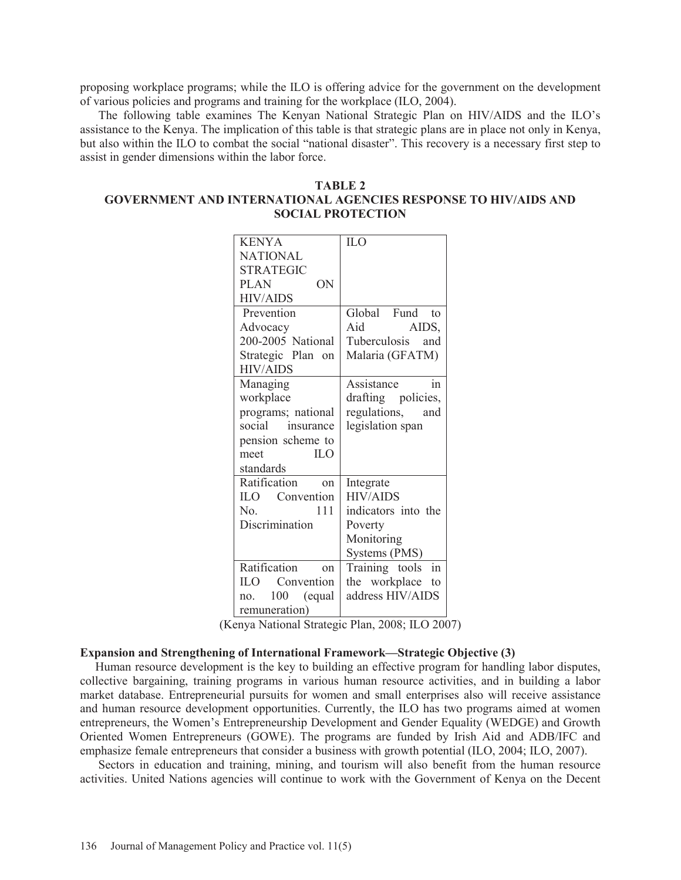proposing workplace programs; while the ILO is offering advice for the government on the development of various policies and programs and training for the workplace (ILO, 2004).

The following table examines The Kenyan National Strategic Plan on HIV/AIDS and the ILO's assistance to the Kenya. The implication of this table is that strategic plans are in place not only in Kenya, but also within the ILO to combat the social "national disaster". This recovery is a necessary first step to assist in gender dimensions within the labor force.

**TABLE 2**
**GOVERNMENT AND INTERNATIONAL AGENCIES RESPONSE TO HIV/AIDS AND SOCIAL PROTECTION**

| KENYA NATIONAL STRATEGIC PLAN ON HIV/AIDS | ILO |
|---|---|
| Prevention Advocacy 200-2005 National Strategic Plan on HIV/AIDS | Global Fund to Aid AIDS, Tuberculosis and Malaria (GFATM) |
| Managing workplace programs; national social insurance pension scheme to meet ILO standards | Assistance in drafting policies, regulations, and legislation span |
| Ratification on ILO Convention No. 111 Discrimination | Integrate HIV/AIDS indicators into the Poverty Monitoring Systems (PMS) |
| Ratification on ILO Convention no. 100 (equal remuneration) | Training tools in the workplace to address HIV/AIDS |

(Kenya National Strategic Plan, 2008; ILO 2007)

**Expansion and Strengthening of International Framework—Strategic Objective (3)**

Human resource development is the key to building an effective program for handling labor disputes, collective bargaining, training programs in various human resource activities, and in building a labor market database. Entrepreneurial pursuits for women and small enterprises also will receive assistance and human resource development opportunities. Currently, the ILO has two programs aimed at women entrepreneurs, the Women's Entrepreneurship Development and Gender Equality (WEDGE) and Growth Oriented Women Entrepreneurs (GOWE). The programs are funded by Irish Aid and ADB/IFC and emphasize female entrepreneurs that consider a business with growth potential (ILO, 2004; ILO, 2007).

Sectors in education and training, mining, and tourism will also benefit from the human resource activities. United Nations agencies will continue to work with the Government of Kenya on the Decent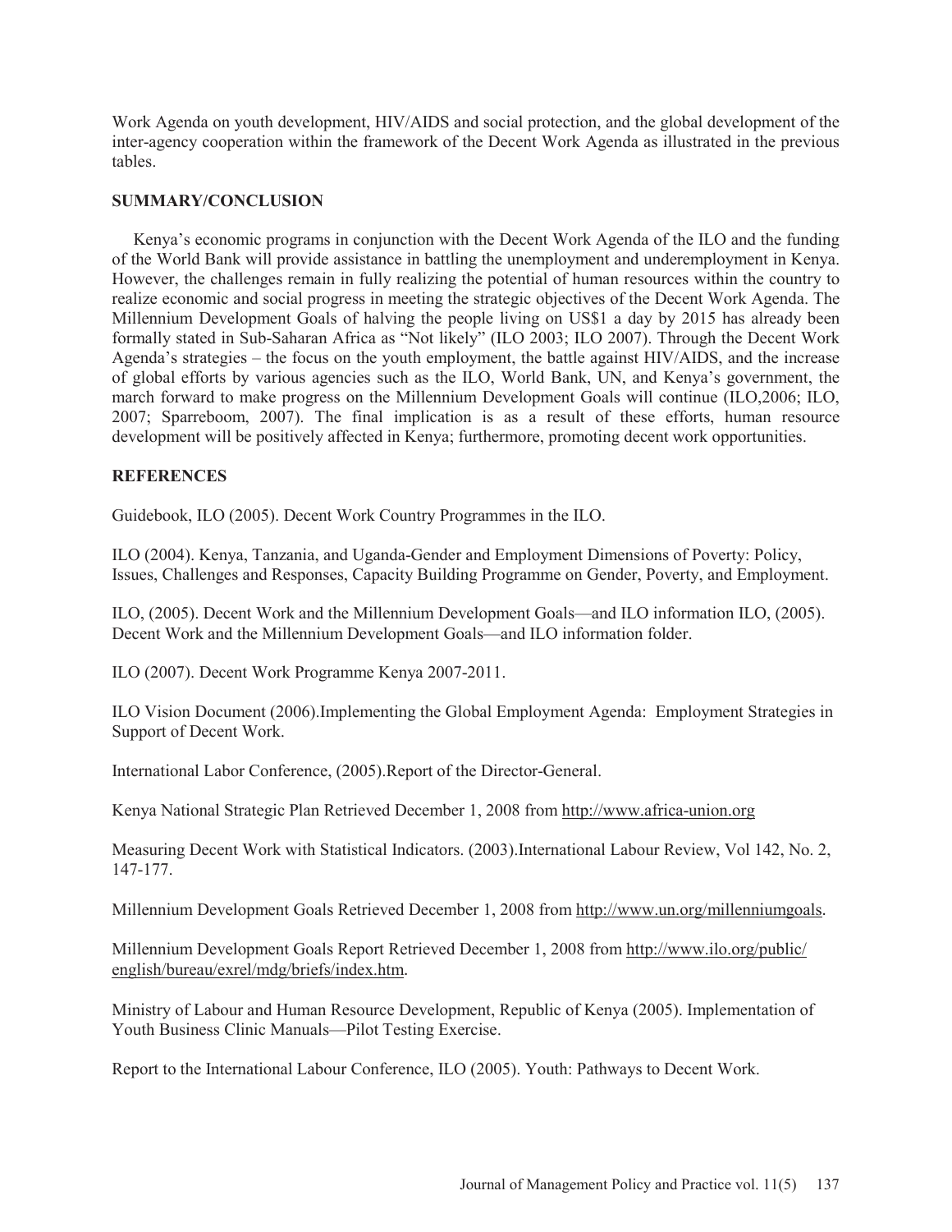Work Agenda on youth development, HIV/AIDS and social protection, and the global development of the inter-agency cooperation within the framework of the Decent Work Agenda as illustrated in the previous tables.

## SUMMARY/CONCLUSION

Kenya's economic programs in conjunction with the Decent Work Agenda of the ILO and the funding of the World Bank will provide assistance in battling the unemployment and underemployment in Kenya. However, the challenges remain in fully realizing the potential of human resources within the country to realize economic and social progress in meeting the strategic objectives of the Decent Work Agenda. The Millennium Development Goals of halving the people living on US$1 a day by 2015 has already been formally stated in Sub-Saharan Africa as "Not likely" (ILO 2003; ILO 2007). Through the Decent Work Agenda's strategies – the focus on the youth employment, the battle against HIV/AIDS, and the increase of global efforts by various agencies such as the ILO, World Bank, UN, and Kenya's government, the march forward to make progress on the Millennium Development Goals will continue (ILO,2006; ILO, 2007; Sparreboom, 2007). The final implication is as a result of these efforts, human resource development will be positively affected in Kenya; furthermore, promoting decent work opportunities.

## REFERENCES

Guidebook, ILO (2005). Decent Work Country Programmes in the ILO.

ILO (2004). Kenya, Tanzania, and Uganda-Gender and Employment Dimensions of Poverty: Policy, Issues, Challenges and Responses, Capacity Building Programme on Gender, Poverty, and Employment.

ILO, (2005). Decent Work and the Millennium Development Goals—and ILO information ILO, (2005). Decent Work and the Millennium Development Goals—and ILO information folder.

ILO (2007). Decent Work Programme Kenya 2007-2011.

ILO Vision Document (2006).Implementing the Global Employment Agenda: Employment Strategies in Support of Decent Work.

International Labor Conference, (2005).Report of the Director-General.

Kenya National Strategic Plan Retrieved December 1, 2008 from http://www.africa-union.org

Measuring Decent Work with Statistical Indicators. (2003).International Labour Review, Vol 142, No. 2, 147-177.

Millennium Development Goals Retrieved December 1, 2008 from http://www.un.org/millenniumgoals.

Millennium Development Goals Report Retrieved December 1, 2008 from http://www.ilo.org/public/english/bureau/exrel/mdg/briefs/index.htm.

Ministry of Labour and Human Resource Development, Republic of Kenya (2005). Implementation of Youth Business Clinic Manuals—Pilot Testing Exercise.

Report to the International Labour Conference, ILO (2005). Youth: Pathways to Decent Work.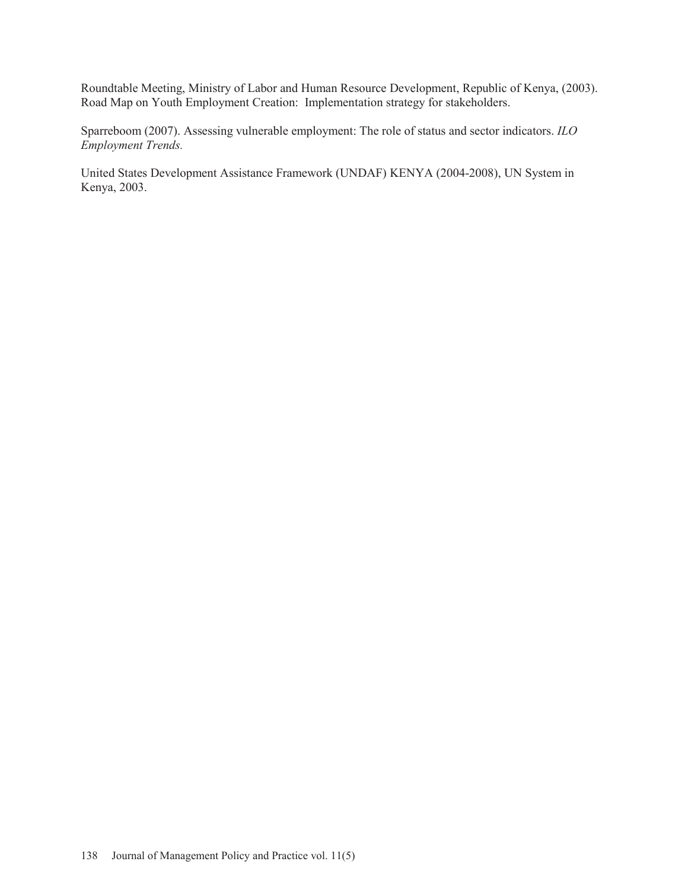Roundtable Meeting, Ministry of Labor and Human Resource Development, Republic of Kenya, (2003). Road Map on Youth Employment Creation: Implementation strategy for stakeholders.

Sparreboom (2007). Assessing vulnerable employment: The role of status and sector indicators. *ILO Employment Trends.*

United States Development Assistance Framework (UNDAF) KENYA (2004-2008), UN System in Kenya, 2003.